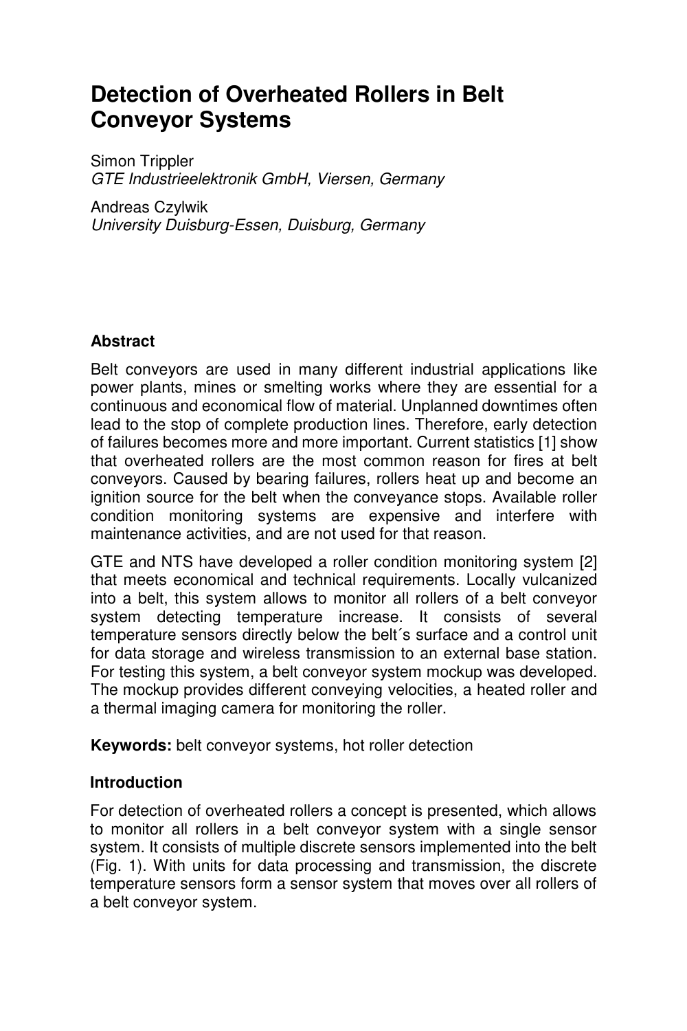# Detection of Overheated Rollers in Belt Conveyor Systems

Simon Trippler
*GTE Industrieelektronik GmbH, Viersen, Germany*

Andreas Czylwik
*University Duisburg-Essen, Duisburg, Germany*

## Abstract

Belt conveyors are used in many different industrial applications like power plants, mines or smelting works where they are essential for a continuous and economical flow of material. Unplanned downtimes often lead to the stop of complete production lines. Therefore, early detection of failures becomes more and more important. Current statistics [1] show that overheated rollers are the most common reason for fires at belt conveyors. Caused by bearing failures, rollers heat up and become an ignition source for the belt when the conveyance stops. Available roller condition monitoring systems are expensive and interfere with maintenance activities, and are not used for that reason.

GTE and NTS have developed a roller condition monitoring system [2] that meets economical and technical requirements. Locally vulcanized into a belt, this system allows to monitor all rollers of a belt conveyor system detecting temperature increase. It consists of several temperature sensors directly below the belt´s surface and a control unit for data storage and wireless transmission to an external base station. For testing this system, a belt conveyor system mockup was developed. The mockup provides different conveying velocities, a heated roller and a thermal imaging camera for monitoring the roller.

**Keywords:** belt conveyor systems, hot roller detection

## Introduction

For detection of overheated rollers a concept is presented, which allows to monitor all rollers in a belt conveyor system with a single sensor system. It consists of multiple discrete sensors implemented into the belt (Fig. 1). With units for data processing and transmission, the discrete temperature sensors form a sensor system that moves over all rollers of a belt conveyor system.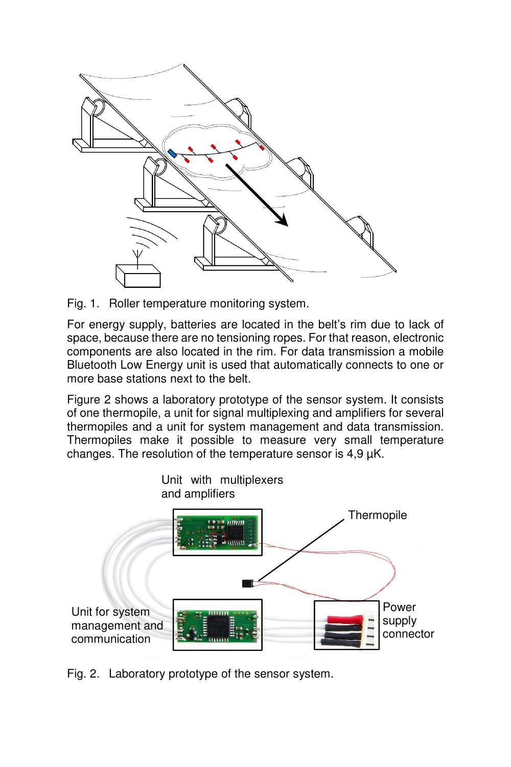Fig. 1. Roller temperature monitoring system.

For energy supply, batteries are located in the belt's rim due to lack of space, because there are no tensioning ropes. For that reason, electronic components are also located in the rim. For data transmission a mobile Bluetooth Low Energy unit is used that automatically connects to one or more base stations next to the belt.

Figure 2 shows a laboratory prototype of the sensor system. It consists of one thermopile, a unit for signal multiplexing and amplifiers for several thermopiles and a unit for system management and data transmission. Thermopiles make it possible to measure very small temperature changes. The resolution of the temperature sensor is 4,9 µK.

Fig. 2. Laboratory prototype of the sensor system.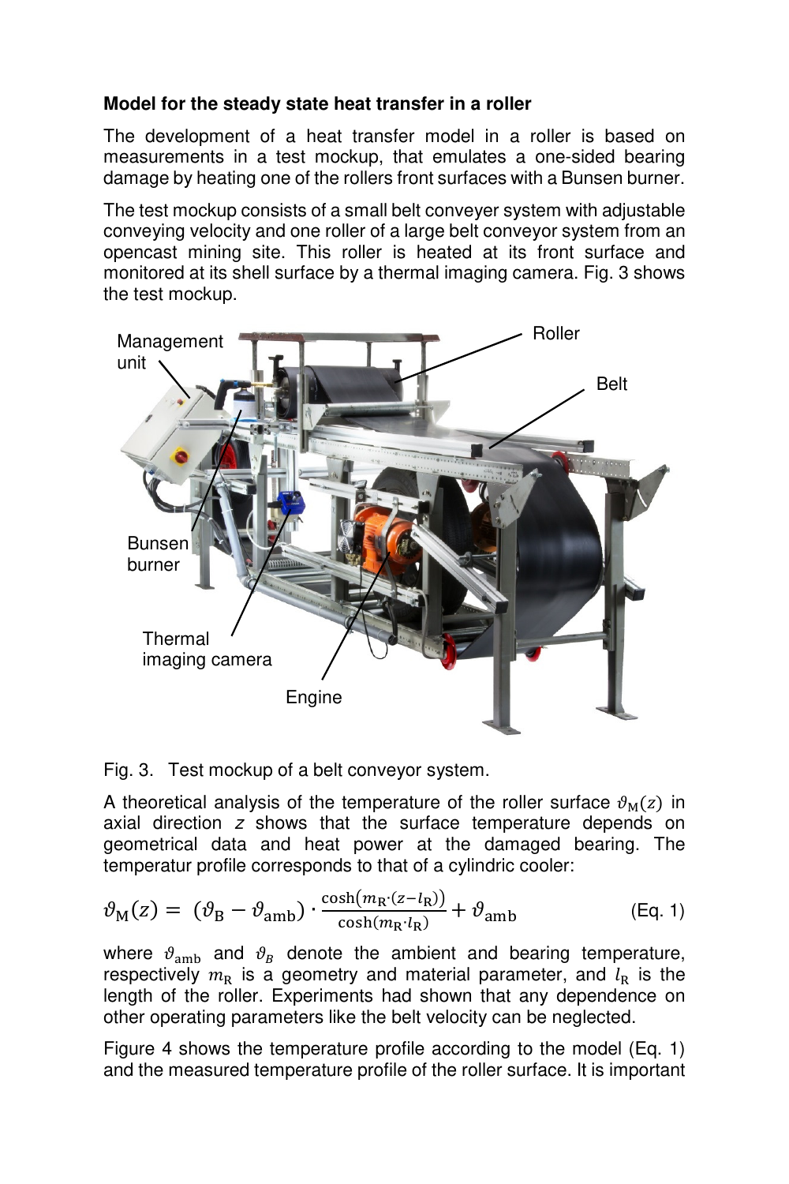**Model for the steady state heat transfer in a roller**

The development of a heat transfer model in a roller is based on measurements in a test mockup, that emulates a one-sided bearing damage by heating one of the rollers front surfaces with a Bunsen burner.

The test mockup consists of a small belt conveyer system with adjustable conveying velocity and one roller of a large belt conveyor system from an opencast mining site. This roller is heated at its front surface and monitored at its shell surface by a thermal imaging camera. Fig. 3 shows the test mockup.

Fig. 3. Test mockup of a belt conveyor system.

A theoretical analysis of the temperature of the roller surface $\vartheta_{\mathrm{M}}(z)$ in axial direction $z$ shows that the surface temperature depends on geometrical data and heat power at the damaged bearing. The temperatur profile corresponds to that of a cylindric cooler:

$$\vartheta_{\mathrm{M}}(z) = (\vartheta_{\mathrm{B}} - \vartheta_{\mathrm{amb}}) \cdot \frac{\cosh(m_{\mathrm{R}} \cdot (z - l_{\mathrm{R}}))}{\cosh(m_{\mathrm{R}} \cdot l_{\mathrm{R}})} + \vartheta_{\mathrm{amb}} \quad \text{(Eq. 1)}$$

where $\vartheta_{\mathrm{amb}}$ and $\vartheta_B$ denote the ambient and bearing temperature, respectively $m_{\mathrm{R}}$ is a geometry and material parameter, and $l_{\mathrm{R}}$ is the length of the roller. Experiments had shown that any dependence on other operating parameters like the belt velocity can be neglected.

Figure 4 shows the temperature profile according to the model (Eq. 1) and the measured temperature profile of the roller surface. It is important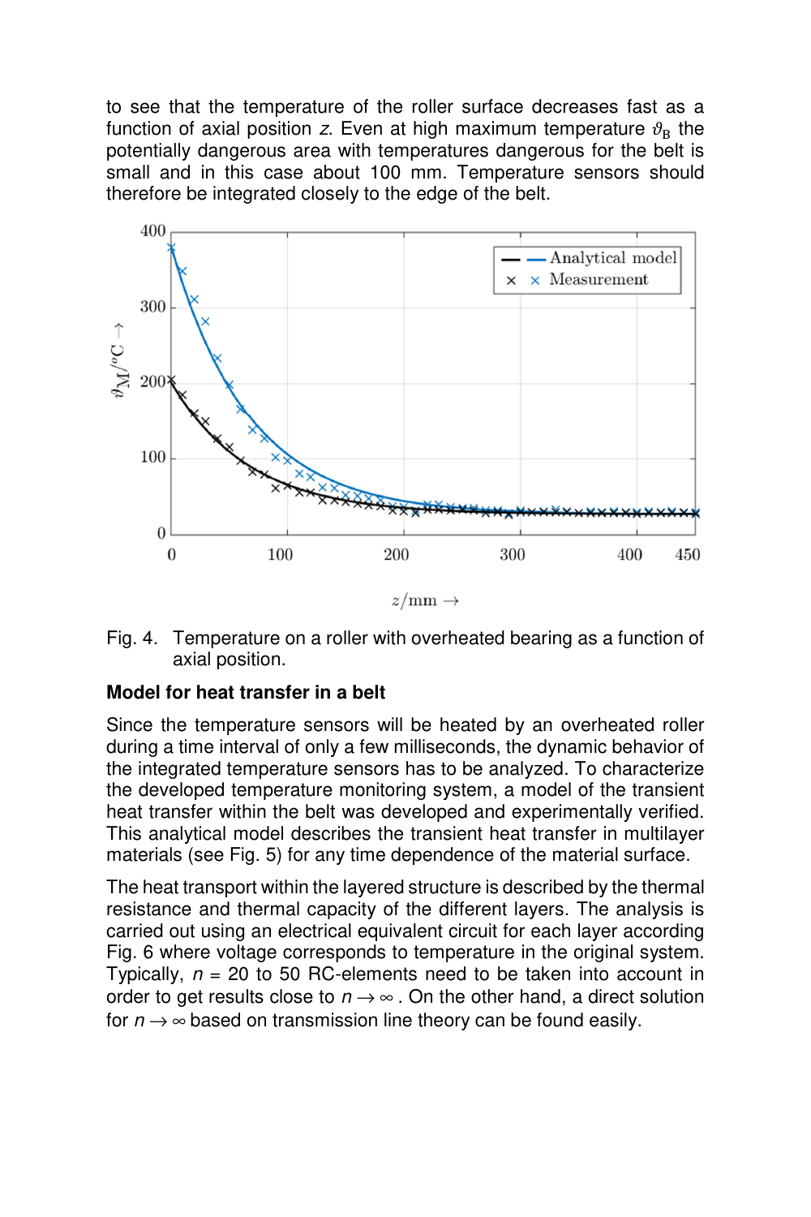to see that the temperature of the roller surface decreases fast as a function of axial position $z$. Even at high maximum temperature $\vartheta_B$ the potentially dangerous area with temperatures dangerous for the belt is small and in this case about 100 mm. Temperature sensors should therefore be integrated closely to the edge of the belt.

Fig. 4. Temperature on a roller with overheated bearing as a function of axial position.

**Model for heat transfer in a belt**

Since the temperature sensors will be heated by an overheated roller during a time interval of only a few milliseconds, the dynamic behavior of the integrated temperature sensors has to be analyzed. To characterize the developed temperature monitoring system, a model of the transient heat transfer within the belt was developed and experimentally verified. This analytical model describes the transient heat transfer in multilayer materials (see Fig. 5) for any time dependence of the material surface.

The heat transport within the layered structure is described by the thermal resistance and thermal capacity of the different layers. The analysis is carried out using an electrical equivalent circuit for each layer according Fig. 6 where voltage corresponds to temperature in the original system. Typically, $n$ = 20 to 50 RC-elements need to be taken into account in order to get results close to $n \to \infty$. On the other hand, a direct solution for $n \to \infty$ based on transmission line theory can be found easily.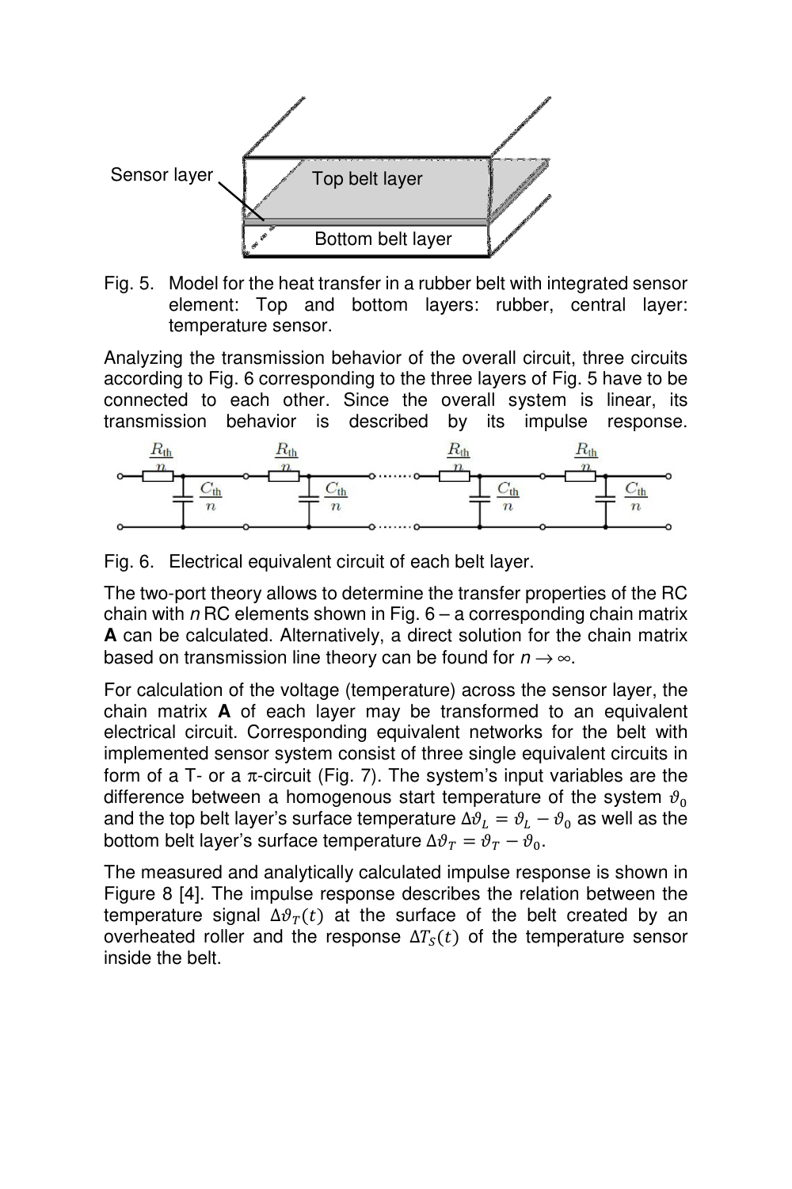Fig. 5. Model for the heat transfer in a rubber belt with integrated sensor element: Top and bottom layers: rubber, central layer: temperature sensor.

Analyzing the transmission behavior of the overall circuit, three circuits according to Fig. 6 corresponding to the three layers of Fig. 5 have to be connected to each other. Since the overall system is linear, its transmission behavior is described by its impulse response.

Fig. 6. Electrical equivalent circuit of each belt layer.

The two-port theory allows to determine the transfer properties of the RC chain with $n$ RC elements shown in Fig. 6 – a corresponding chain matrix **A** can be calculated. Alternatively, a direct solution for the chain matrix based on transmission line theory can be found for $n \to \infty$.

For calculation of the voltage (temperature) across the sensor layer, the chain matrix **A** of each layer may be transformed to an equivalent electrical circuit. Corresponding equivalent networks for the belt with implemented sensor system consist of three single equivalent circuits in form of a T- or a π-circuit (Fig. 7). The system's input variables are the difference between a homogenous start temperature of the system $\vartheta_0$ and the top belt layer's surface temperature $\Delta\vartheta_L = \vartheta_L - \vartheta_0$ as well as the bottom belt layer's surface temperature $\Delta\vartheta_T = \vartheta_T - \vartheta_0$.

The measured and analytically calculated impulse response is shown in Figure 8 [4]. The impulse response describes the relation between the temperature signal $\Delta\vartheta_T(t)$ at the surface of the belt created by an overheated roller and the response $\Delta T_S(t)$ of the temperature sensor inside the belt.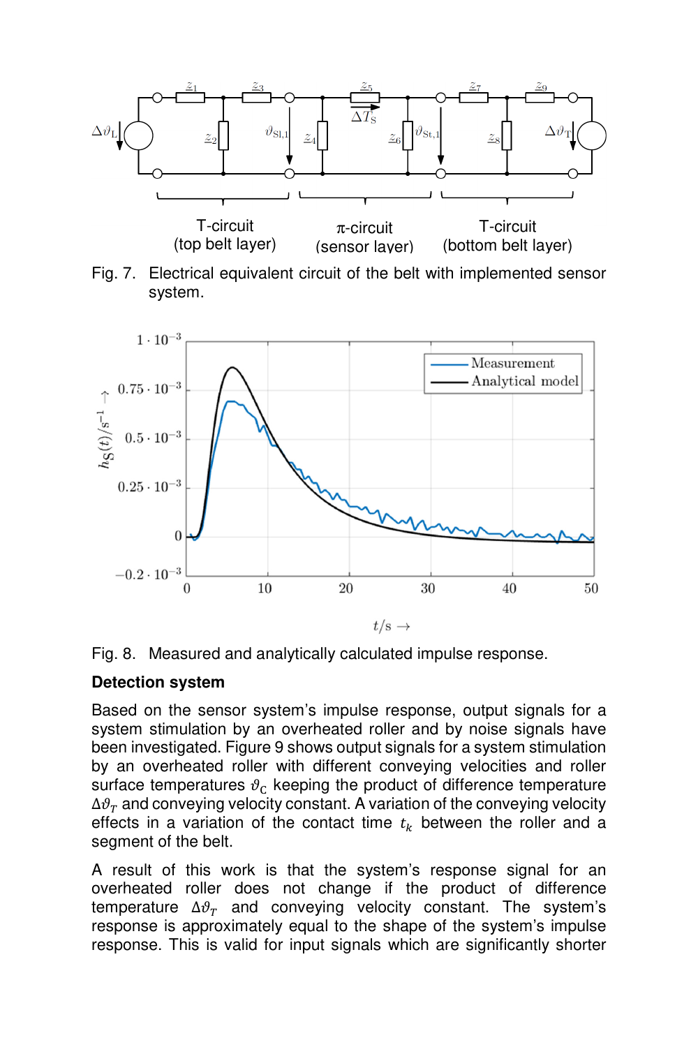Fig. 7. Electrical equivalent circuit of the belt with implemented sensor system.

Fig. 8. Measured and analytically calculated impulse response.

**Detection system**

Based on the sensor system's impulse response, output signals for a system stimulation by an overheated roller and by noise signals have been investigated. Figure 9 shows output signals for a system stimulation by an overheated roller with different conveying velocities and roller surface temperatures $\vartheta_C$ keeping the product of difference temperature $\Delta\vartheta_T$ and conveying velocity constant. A variation of the conveying velocity effects in a variation of the contact time $t_k$ between the roller and a segment of the belt.

A result of this work is that the system's response signal for an overheated roller does not change if the product of difference temperature $\Delta\vartheta_T$ and conveying velocity constant. The system's response is approximately equal to the shape of the system's impulse response. This is valid for input signals which are significantly shorter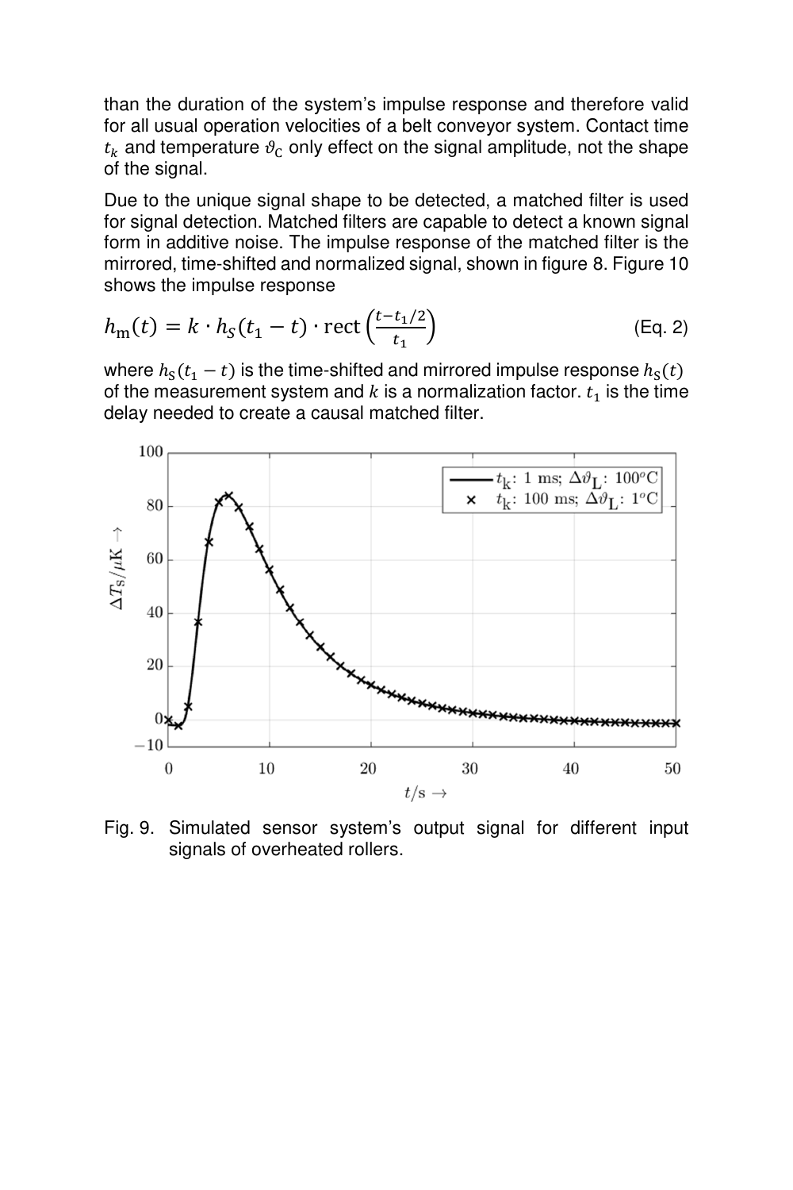than the duration of the system's impulse response and therefore valid for all usual operation velocities of a belt conveyor system. Contact time $t_k$ and temperature $\vartheta_C$ only effect on the signal amplitude, not the shape of the signal.

Due to the unique signal shape to be detected, a matched filter is used for signal detection. Matched filters are capable to detect a known signal form in additive noise. The impulse response of the matched filter is the mirrored, time-shifted and normalized signal, shown in figure 8. Figure 10 shows the impulse response

$$h_{\mathrm{m}}(t) = k \cdot h_S(t_1 - t) \cdot \mathrm{rect}\left(\frac{t - t_1/2}{t_1}\right) \qquad \text{(Eq. 2)}$$

where $h_S(t_1 - t)$ is the time-shifted and mirrored impulse response $h_S(t)$ of the measurement system and $k$ is a normalization factor. $t_1$ is the time delay needed to create a causal matched filter.

Fig. 9. Simulated sensor system's output signal for different input signals of overheated rollers.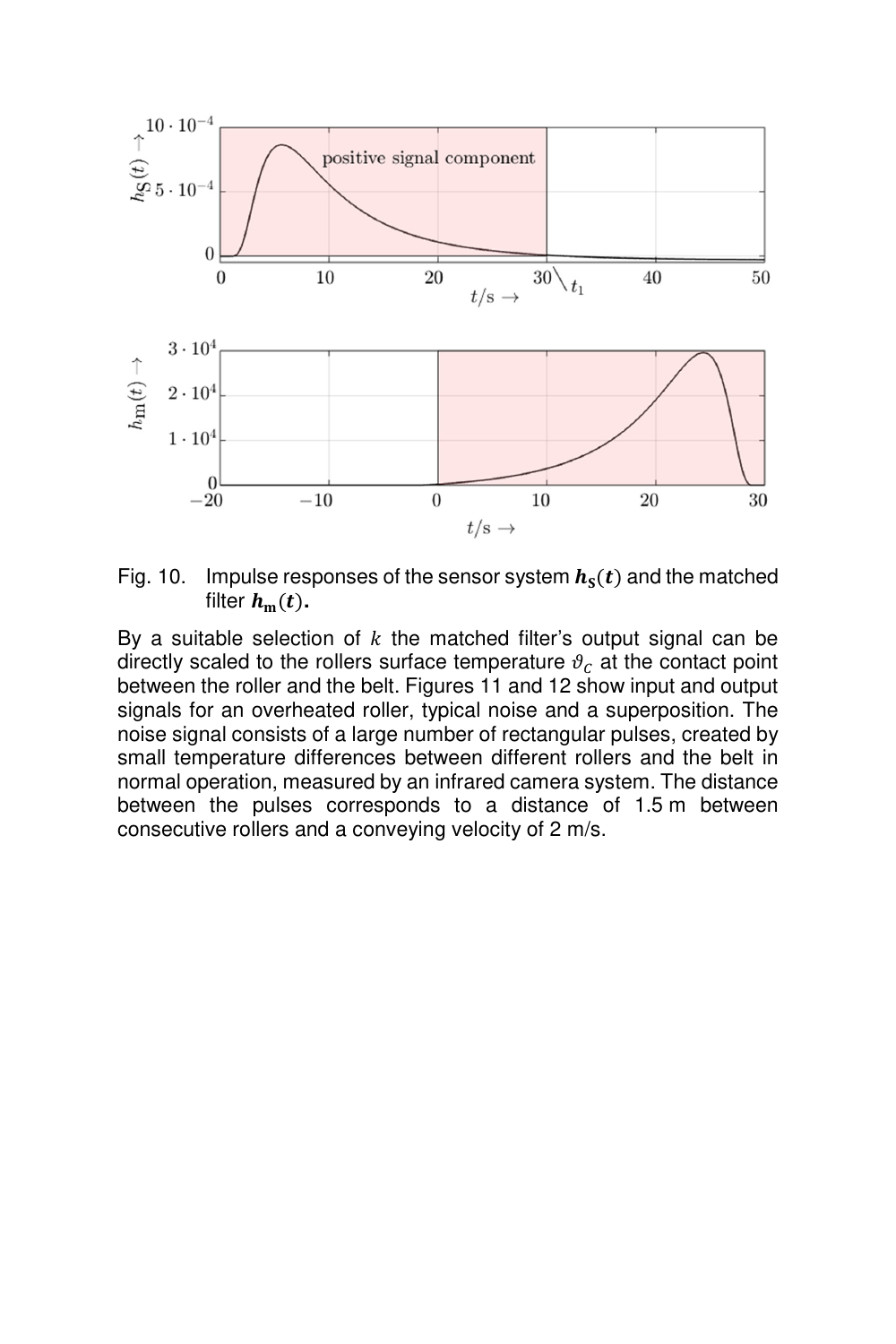Fig. 10. Impulse responses of the sensor system $\boldsymbol{h}_{\mathrm{S}}(\boldsymbol{t})$ and the matched filter $\boldsymbol{h}_{\mathrm{m}}(\boldsymbol{t})$.

By a suitable selection of $k$ the matched filter's output signal can be directly scaled to the rollers surface temperature $\vartheta_c$ at the contact point between the roller and the belt. Figures 11 and 12 show input and output signals for an overheated roller, typical noise and a superposition. The noise signal consists of a large number of rectangular pulses, created by small temperature differences between different rollers and the belt in normal operation, measured by an infrared camera system. The distance between the pulses corresponds to a distance of 1.5 m between consecutive rollers and a conveying velocity of 2 m/s.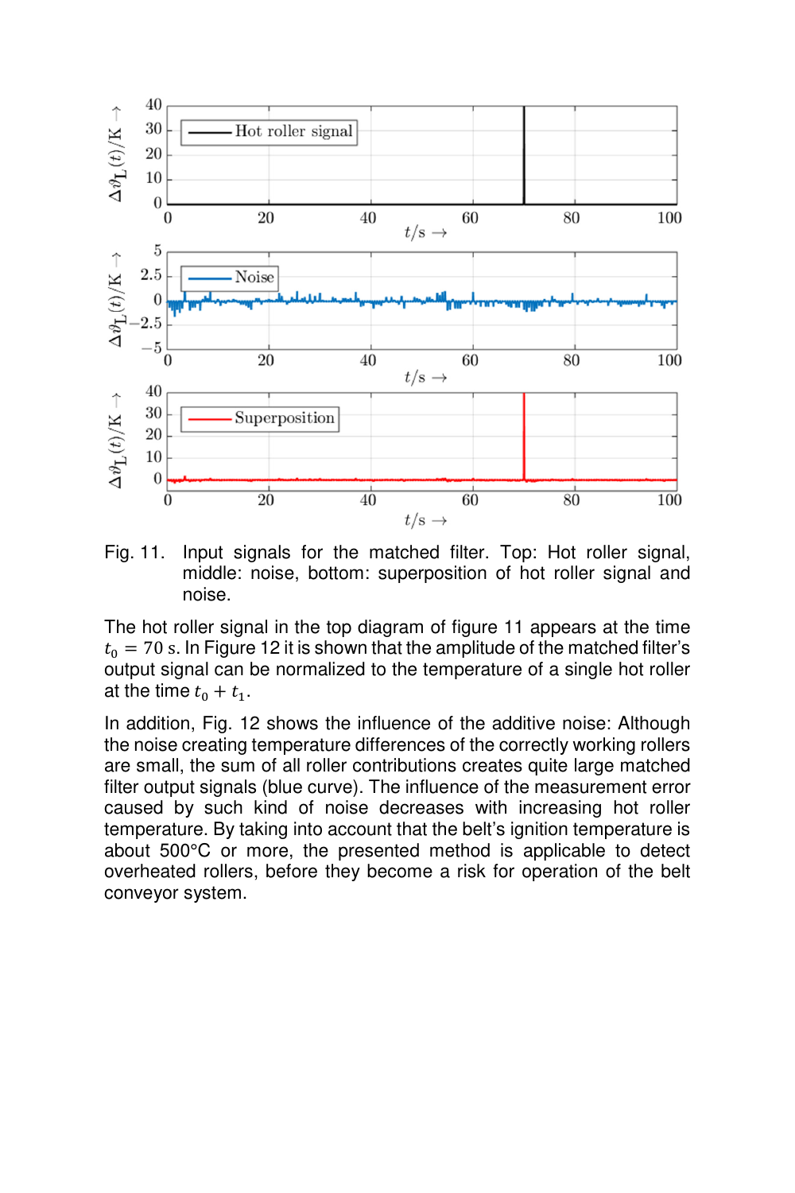Fig. 11. Input signals for the matched filter. Top: Hot roller signal, middle: noise, bottom: superposition of hot roller signal and noise.

The hot roller signal in the top diagram of figure 11 appears at the time $t_0 = 70$ s. In Figure 12 it is shown that the amplitude of the matched filter's output signal can be normalized to the temperature of a single hot roller at the time $t_0 + t_1$.

In addition, Fig. 12 shows the influence of the additive noise: Although the noise creating temperature differences of the correctly working rollers are small, the sum of all roller contributions creates quite large matched filter output signals (blue curve). The influence of the measurement error caused by such kind of noise decreases with increasing hot roller temperature. By taking into account that the belt's ignition temperature is about 500°C or more, the presented method is applicable to detect overheated rollers, before they become a risk for operation of the belt conveyor system.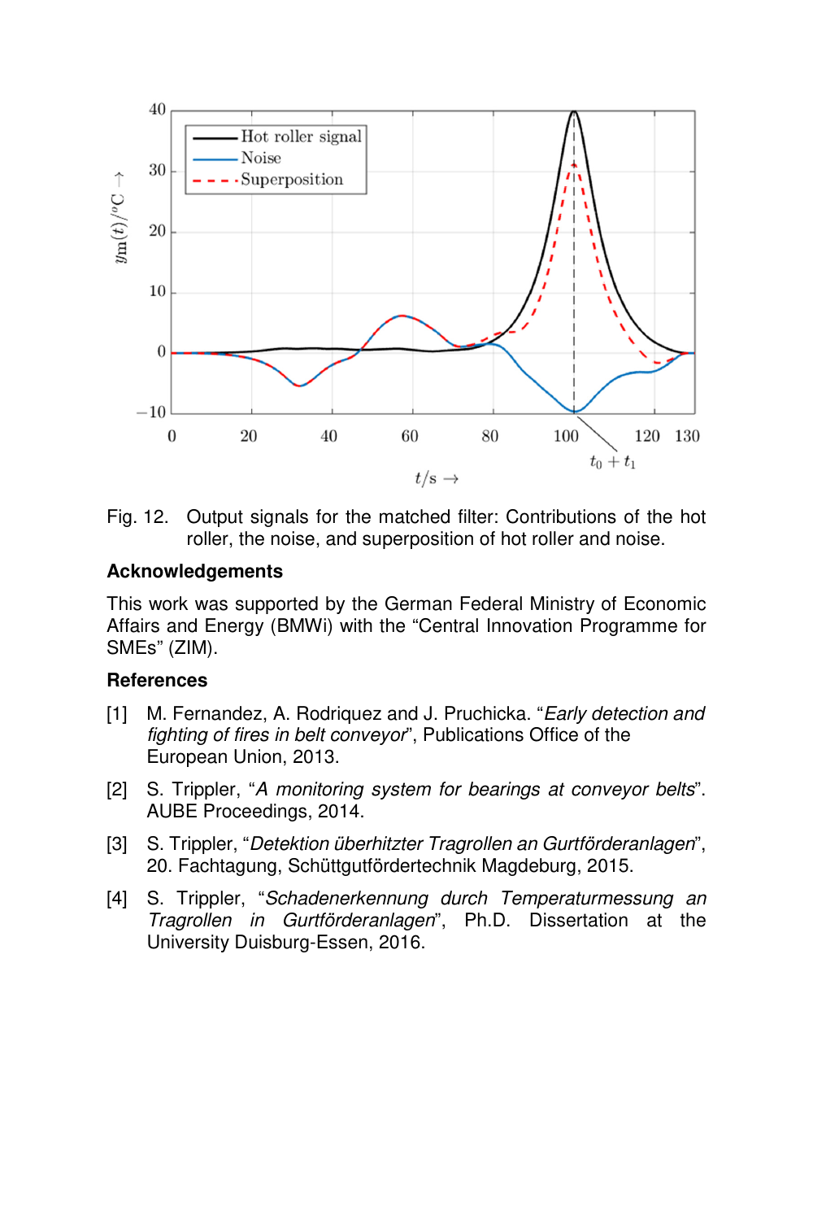40

30

20

10

0

−10

0 20 40 60 80 100 120 130

Hot roller signal

Noise

Superposition

$y_m(t)/^oC \rightarrow$

$t/s \rightarrow$

$t_0 + t_1$

Fig. 12. Output signals for the matched filter: Contributions of the hot roller, the noise, and superposition of hot roller and noise.

## Acknowledgements

This work was supported by the German Federal Ministry of Economic Affairs and Energy (BMWi) with the "Central Innovation Programme for SMEs" (ZIM).

## References

[1] M. Fernandez, A. Rodriquez and J. Pruchicka. "*Early detection and fighting of fires in belt conveyor*", Publications Office of the European Union, 2013.

[2] S. Trippler, "*A monitoring system for bearings at conveyor belts*". AUBE Proceedings, 2014.

[3] S. Trippler, "*Detektion überhitzter Tragrollen an Gurtförderanlagen*", 20. Fachtagung, Schüttgutfördertechnik Magdeburg, 2015.

[4] S. Trippler, "*Schadenerkennung durch Temperaturmessung an Tragrollen in Gurtförderanlagen*", Ph.D. Dissertation at the University Duisburg-Essen, 2016.